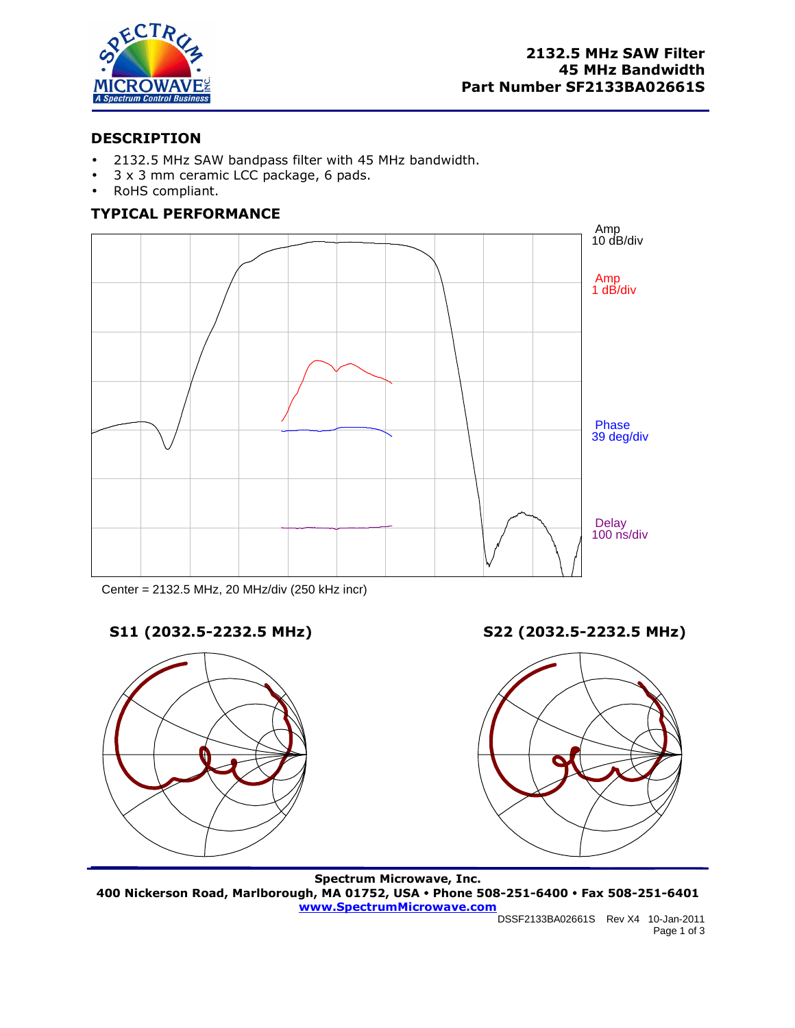# 2132.5 MHz SAW Filter
# 45 MHz Bandwidth
# Part Number SF2133BA02661S

## DESCRIPTION

- 2132.5 MHz SAW bandpass filter with 45 MHz bandwidth.
- 3 x 3 mm ceramic LCC package, 6 pads.
- RoHS compliant.

## TYPICAL PERFORMANCE

Amp 10 dB/div

Amp 1 dB/div

Phase 39 deg/div

Delay 100 ns/div

Center = 2132.5 MHz, 20 MHz/div (250 kHz incr)

**S11 (2032.5-2232.5 MHz)**

**S22 (2032.5-2232.5 MHz)**

**Spectrum Microwave, Inc.**
**400 Nickerson Road, Marlborough, MA 01752, USA • Phone 508-251-6400 • Fax 508-251-6401**
**www.SpectrumMicrowave.com**

DSSF2133BA02661S Rev X4 10-Jan-2011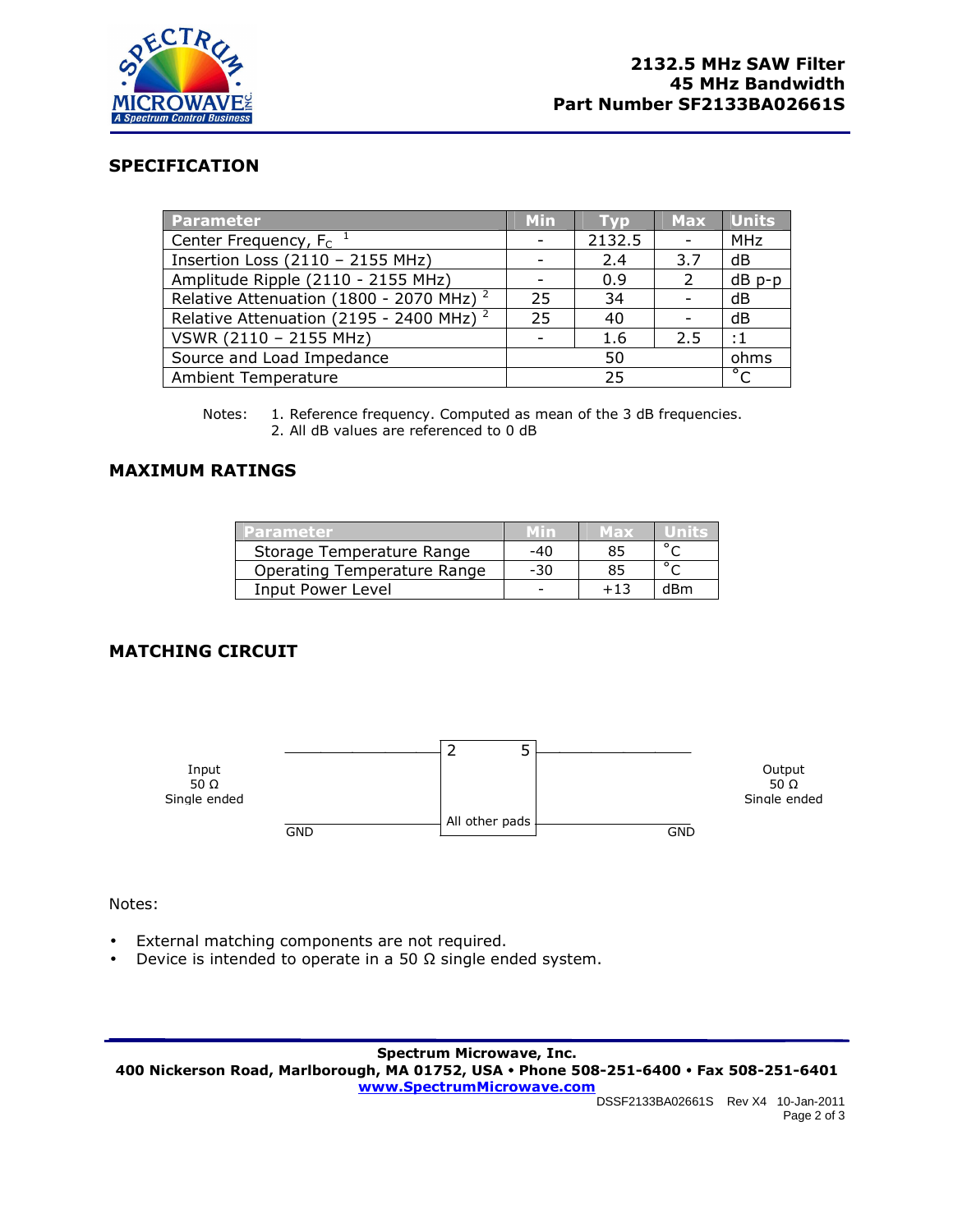**2132.5 MHz SAW Filter**
**45 MHz Bandwidth**
**Part Number SF2133BA02661S**

## SPECIFICATION

| Parameter | Min | Typ | Max | Units |
|---|---|---|---|---|
| Center Frequency, $F_C$ [1] | - | 2132.5 | - | MHz |
| Insertion Loss (2110 – 2155 MHz) | - | 2.4 | 3.7 | dB |
| Amplitude Ripple (2110 - 2155 MHz) | - | 0.9 | 2 | dB p-p |
| Relative Attenuation (1800 - 2070 MHz) [2] | 25 | 34 | - | dB |
| Relative Attenuation (2195 - 2400 MHz) [2] | 25 | 40 | - | dB |
| VSWR (2110 – 2155 MHz) | - | 1.6 | 2.5 | :1 |
| Source and Load Impedance | | 50 | | ohms |
| Ambient Temperature | | 25 | | °C |

Notes:
1. Reference frequency. Computed as mean of the 3 dB frequencies.
2. All dB values are referenced to 0 dB

## MAXIMUM RATINGS

| Parameter | Min | Max | Units |
|---|---|---|---|
| Storage Temperature Range | -40 | 85 | °C |
| Operating Temperature Range | -30 | 85 | °C |
| Input Power Level | - | +13 | dBm |

## MATCHING CIRCUIT

Input 50 Ω Single ended — pin 2; Output 50 Ω Single ended — pin 5; All other pads — GND

Notes:

- External matching components are not required.
- Device is intended to operate in a 50 Ω single ended system.

**Spectrum Microwave, Inc.**
**400 Nickerson Road, Marlborough, MA 01752, USA • Phone 508-251-6400 • Fax 508-251-6401**
**www.SpectrumMicrowave.com**

DSSF2133BA02661S Rev X4 10-Jan-2011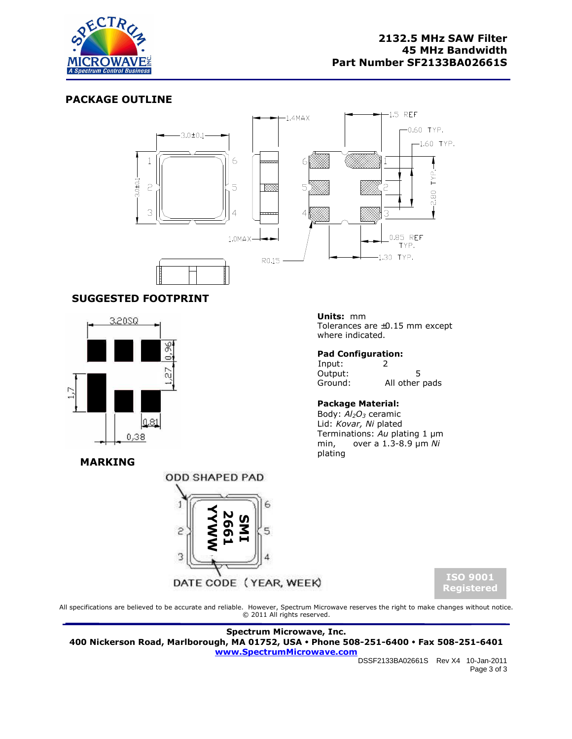**2132.5 MHz SAW Filter**
**45 MHz Bandwidth**
**Part Number SF2133BA02661S**

## PACKAGE OUTLINE

3.0±0.1

3.0±0.1

1.4MAX

1.0MAX

1.5 REF

0.60 TYP.

1.60 TYP.

2.80 TYP.

0.85 REF TYP.

1.30 TYP.

R0.15

## SUGGESTED FOOTPRINT

3.20SQ

0,96

1,27

1,7

0,81

0,38

**Units:** mm
Tolerances are ±0.15 mm except where indicated.

**Pad Configuration:**

| | |
|---|---|
| Input: | 2 |
| Output: | 5 |
| Ground: | All other pads |

**Package Material:**
Body: $Al_2O_3$ ceramic
Lid: *Kovar, Ni* plated
Terminations: *Au* plating 1 µm min, over a 1.3-8.9 µm *Ni* plating

## MARKING

ODD SHAPED PAD

SMI
2661
YYWW

DATE CODE (YEAR, WEEK)

ISO 9001 Registered

All specifications are believed to be accurate and reliable. However, Spectrum Microwave reserves the right to make changes without notice.
© 2011 All rights reserved.

**Spectrum Microwave, Inc.**
**400 Nickerson Road, Marlborough, MA 01752, USA • Phone 508-251-6400 • Fax 508-251-6401**
**www.SpectrumMicrowave.com**

DSSF2133BA02661S Rev X4 10-Jan-2011